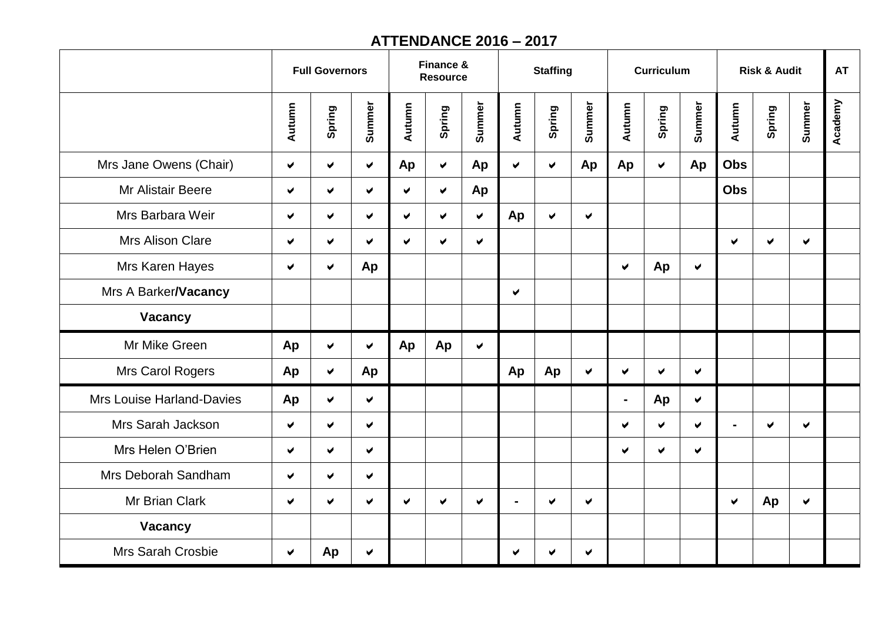## ATTENDANCE 2016 – 2017

| | Full Governors | | | Finance & Resource | | | Staffing | | | Curriculum | | | Risk & Audit | | | AT |
|---|---|---|---|---|---|---|---|---|---|---|---|---|---|---|---|---|
| | Autumn | Spring | Summer | Autumn | Spring | Summer | Autumn | Spring | Summer | Autumn | Spring | Summer | Autumn | Spring | Summer | Academy |
| Mrs Jane Owens (Chair) | ✔ | ✔ | ✔ | Ap | ✔ | Ap | ✔ | ✔ | Ap | Ap | ✔ | Ap | Obs | | | |
| Mr Alistair Beere | ✔ | ✔ | ✔ | ✔ | ✔ | Ap | | | | | | | Obs | | | |
| Mrs Barbara Weir | ✔ | ✔ | ✔ | ✔ | ✔ | ✔ | Ap | ✔ | ✔ | | | | | | | |
| Mrs Alison Clare | ✔ | ✔ | ✔ | ✔ | ✔ | ✔ | | | | | | | ✔ | ✔ | ✔ | |
| Mrs Karen Hayes | ✔ | ✔ | Ap | | | | | | | ✔ | Ap | ✔ | | | | |
| Mrs A Barker**/Vacancy** | | | | | | | ✔ | | | | | | | | | |
| **Vacancy** | | | | | | | | | | | | | | | | |
| Mr Mike Green | Ap | ✔ | ✔ | Ap | Ap | ✔ | | | | | | | | | | |
| Mrs Carol Rogers | Ap | ✔ | Ap | | | | Ap | Ap | ✔ | ✔ | ✔ | ✔ | | | | |
| Mrs Louise Harland-Davies | Ap | ✔ | ✔ | | | | | | | - | Ap | ✔ | | | | |
| Mrs Sarah Jackson | ✔ | ✔ | ✔ | | | | | | | ✔ | ✔ | ✔ | - | ✔ | ✔ | |
| Mrs Helen O'Brien | ✔ | ✔ | ✔ | | | | | | | ✔ | ✔ | ✔ | | | | |
| Mrs Deborah Sandham | ✔ | ✔ | ✔ | | | | | | | | | | | | | |
| Mr Brian Clark | ✔ | ✔ | ✔ | ✔ | ✔ | ✔ | - | ✔ | ✔ | | | | ✔ | Ap | ✔ | |
| **Vacancy** | | | | | | | | | | | | | | | | |
| Mrs Sarah Crosbie | ✔ | Ap | ✔ | | | | ✔ | ✔ | ✔ | | | | | | | |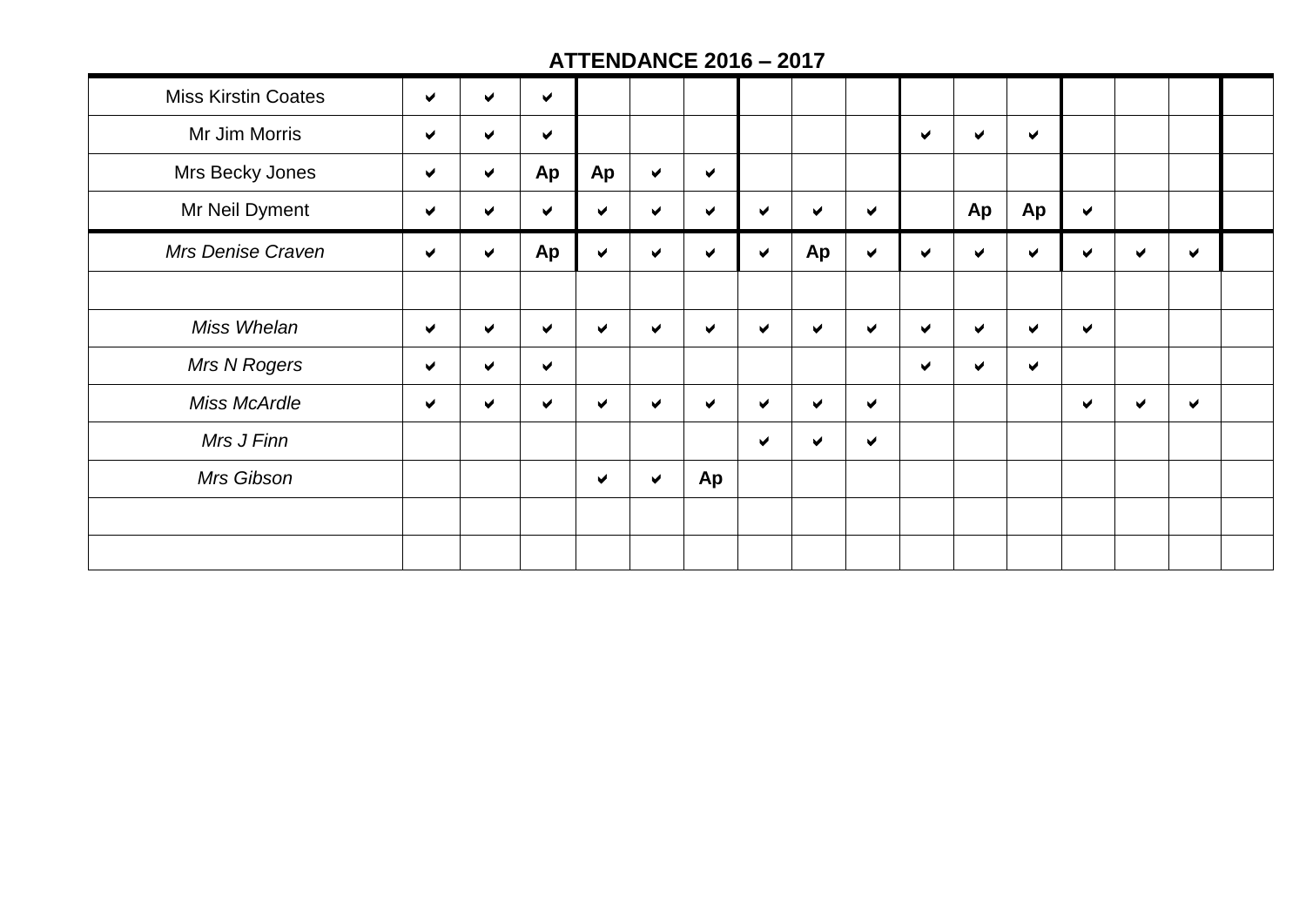## ATTENDANCE 2016 – 2017

| | | | | | | | | | | | | | | | | |
|---|---|---|---|---|---|---|---|---|---|---|---|---|---|---|---|---|
| Miss Kirstin Coates | ✔ | ✔ | ✔ | | | | | | | | | | | | | |
| Mr Jim Morris | ✔ | ✔ | ✔ | | | | | | | ✔ | ✔ | ✔ | | | | |
| Mrs Becky Jones | ✔ | ✔ | **Ap** | **Ap** | ✔ | ✔ | | | | | | | | | | |
| Mr Neil Dyment | ✔ | ✔ | ✔ | ✔ | ✔ | ✔ | ✔ | ✔ | ✔ | | **Ap** | **Ap** | ✔ | | | |
| *Mrs Denise Craven* | ✔ | ✔ | **Ap** | ✔ | ✔ | ✔ | ✔ | **Ap** | ✔ | ✔ | ✔ | ✔ | ✔ | ✔ | ✔ | |
| | | | | | | | | | | | | | | | | |
| *Miss Whelan* | ✔ | ✔ | ✔ | ✔ | ✔ | ✔ | ✔ | ✔ | ✔ | ✔ | ✔ | ✔ | ✔ | | | |
| *Mrs N Rogers* | ✔ | ✔ | ✔ | | | | | | | ✔ | ✔ | ✔ | | | | |
| *Miss McArdle* | ✔ | ✔ | ✔ | ✔ | ✔ | ✔ | ✔ | ✔ | ✔ | | | | ✔ | ✔ | ✔ | |
| *Mrs J Finn* | | | | | | | ✔ | ✔ | ✔ | | | | | | | |
| *Mrs Gibson* | | | | ✔ | ✔ | **Ap** | | | | | | | | | | |
| | | | | | | | | | | | | | | | | |
| | | | | | | | | | | | | | | | | |